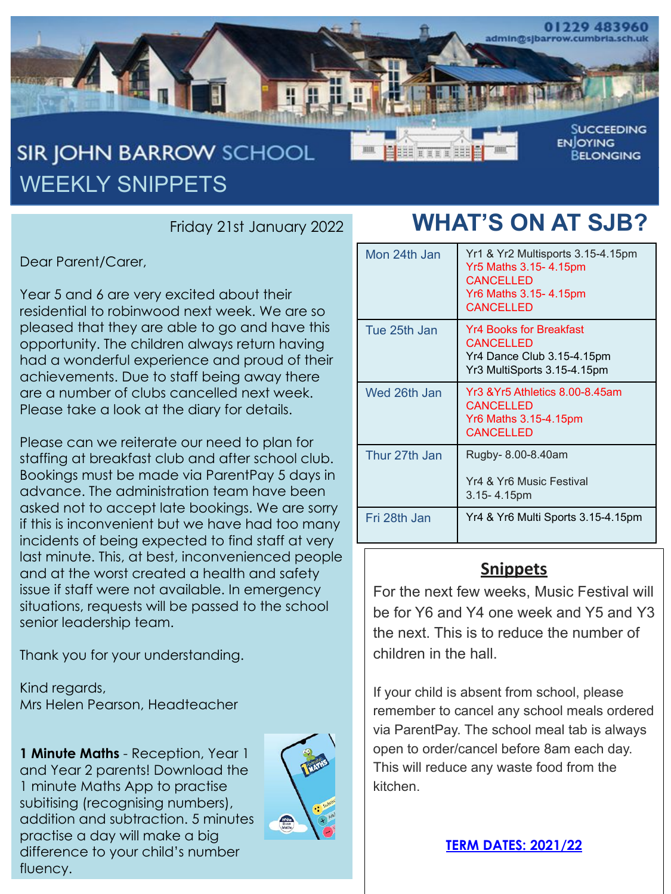01229 483960
admin@sjbarrow.cumbria.sch.uk

# SIR JOHN BARROW SCHOOL

SUCCEEDING
ENJOYING
BELONGING

## WEEKLY SNIPPETS

Friday 21st January 2022

Dear Parent/Carer,

Year 5 and 6 are very excited about their residential to robinwood next week. We are so pleased that they are able to go and have this opportunity. The children always return having had a wonderful experience and proud of their achievements. Due to staff being away there are a number of clubs cancelled next week. Please take a look at the diary for details.

Please can we reiterate our need to plan for staffing at breakfast club and after school club. Bookings must be made via ParentPay 5 days in advance. The administration team have been asked not to accept late bookings. We are sorry if this is inconvenient but we have had too many incidents of being expected to find staff at very last minute. This, at best, inconvenienced people and at the worst created a health and safety issue if staff were not available. In emergency situations, requests will be passed to the school senior leadership team.

Thank you for your understanding.

Kind regards,
Mrs Helen Pearson, Headteacher

**1 Minute Maths** - Reception, Year 1 and Year 2 parents! Download the 1 minute Maths App to practise subitising (recognising numbers), addition and subtraction. 5 minutes practise a day will make a big difference to your child's number fluency.

## WHAT'S ON AT SJB?

| Day | Activities |
|---|---|
| Mon 24th Jan | Yr1 & Yr2 Multisports 3.15-4.15pm<br>Yr5 Maths 3.15- 4.15pm CANCELLED<br>Yr6 Maths 3.15- 4.15pm CANCELLED |
| Tue 25th Jan | Yr4 Books for Breakfast CANCELLED<br>Yr4 Dance Club 3.15-4.15pm<br>Yr3 MultiSports 3.15-4.15pm |
| Wed 26th Jan | Yr3 &Yr5 Athletics 8.00-8.45am CANCELLED<br>Yr6 Maths 3.15-4.15pm CANCELLED |
| Thur 27th Jan | Rugby- 8.00-8.40am<br>Yr4 & Yr6 Music Festival 3.15- 4.15pm |
| Fri 28th Jan | Yr4 & Yr6 Multi Sports 3.15-4.15pm |

### Snippets

For the next few weeks, Music Festival will be for Y6 and Y4 one week and Y5 and Y3 the next. This is to reduce the number of children in the hall.

If your child is absent from school, please remember to cancel any school meals ordered via ParentPay. The school meal tab is always open to order/cancel before 8am each day. This will reduce any waste food from the kitchen.

**TERM DATES: 2021/22**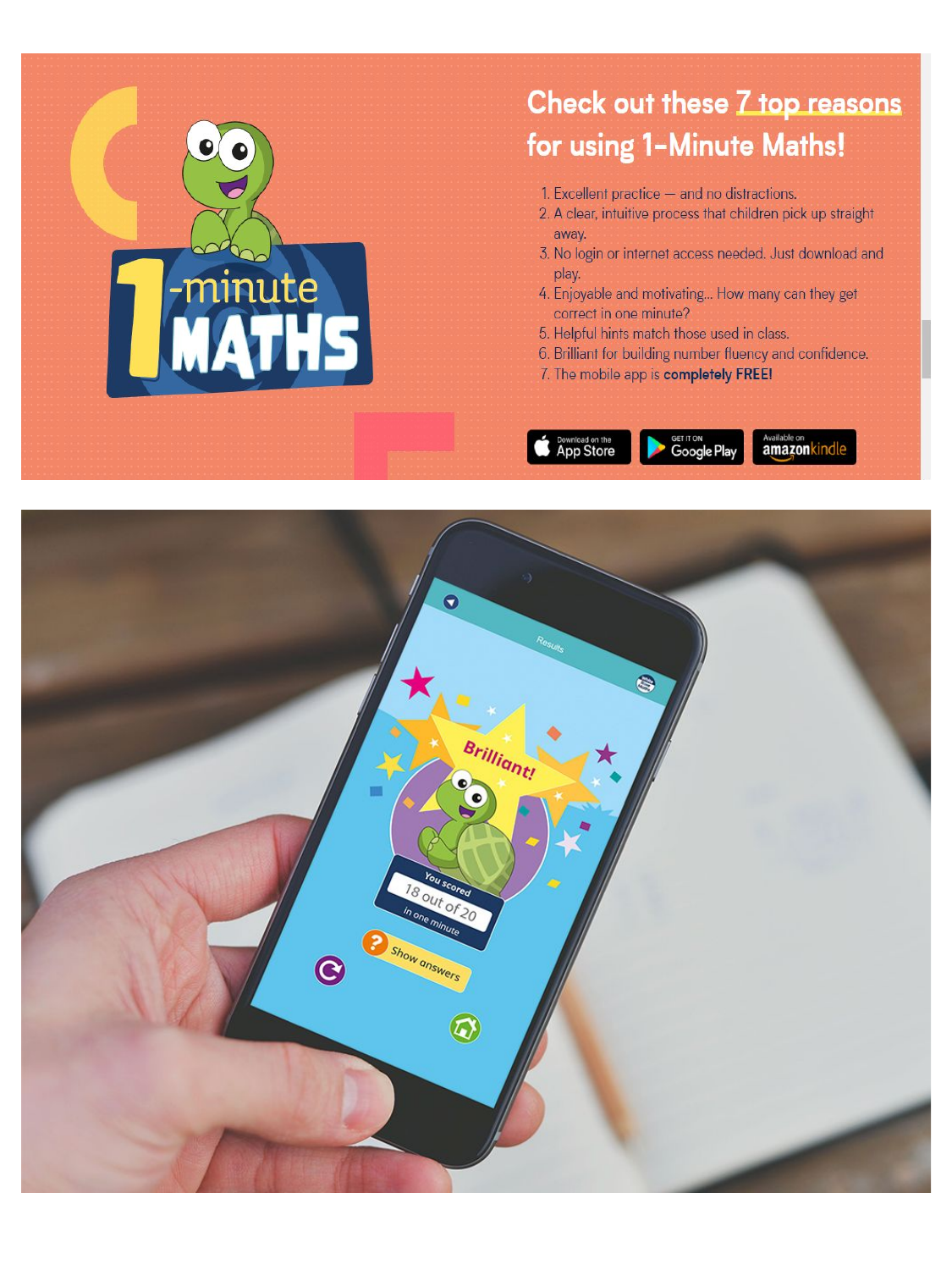## Check out these 7 top reasons for using 1-Minute Maths!

1. Excellent practice — and no distractions.
2. A clear, intuitive process that children pick up straight away.
3. No login or internet access needed. Just download and play.
4. Enjoyable and motivating... How many can they get correct in one minute?
5. Helpful hints match those used in class.
6. Brilliant for building number fluency and confidence.
7. The mobile app is **completely FREE!**

Download on the App Store | GET IT ON Google Play | Available on amazon kindle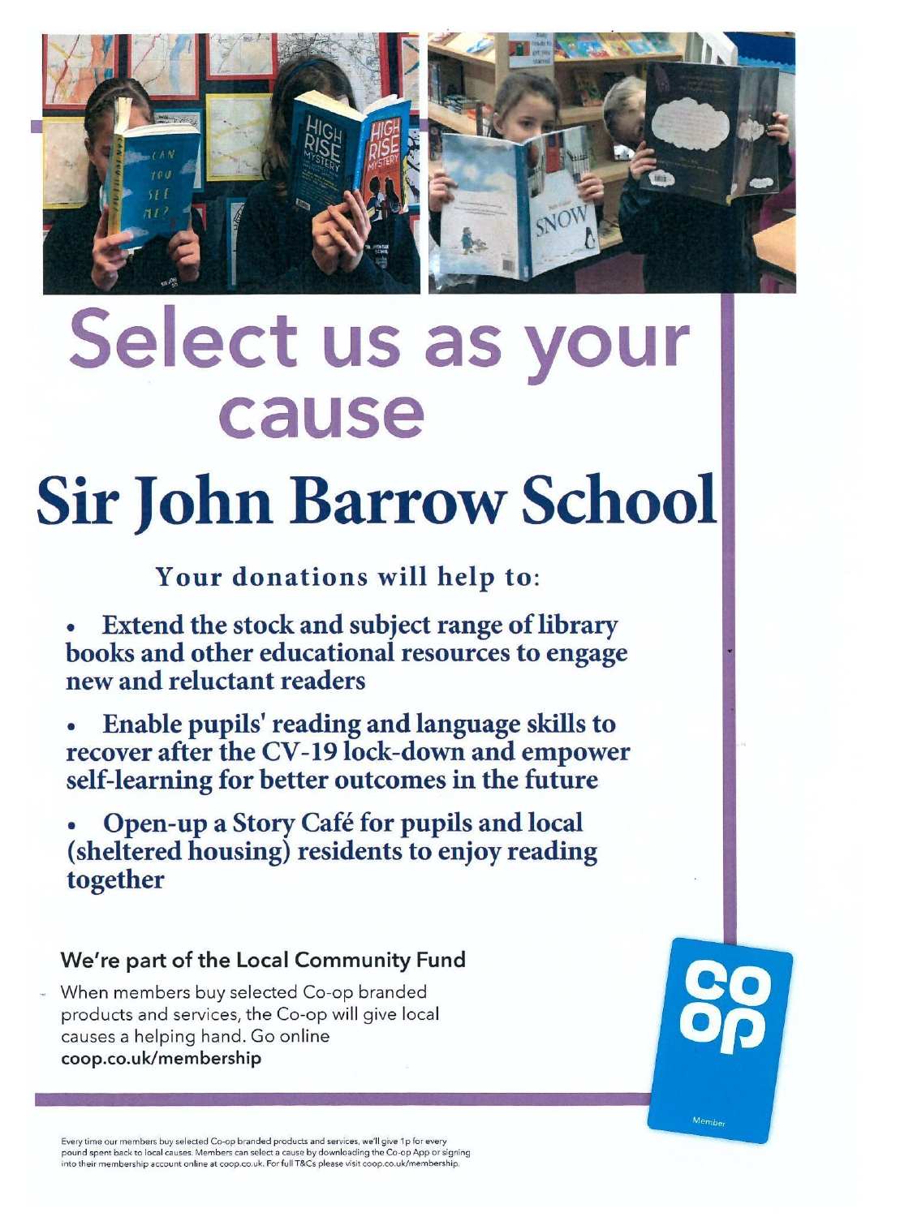# Select us as your cause

# Sir John Barrow School

### Your donations will help to:

- **Extend the stock and subject range of library books and other educational resources to engage new and reluctant readers**
- **Enable pupils' reading and language skills to recover after the CV-19 lock-down and empower self-learning for better outcomes in the future**
- **Open-up a Story Café for pupils and local (sheltered housing) residents to enjoy reading together**

**We're part of the Local Community Fund**

When members buy selected Co-op branded products and services, the Co-op will give local causes a helping hand. Go online **coop.co.uk/membership**

Every time our members buy selected Co-op branded products and services, we'll give 1p for every pound spent back to local causes. Members can select a cause by downloading the Co-op App or signing into their membership account online at coop.co.uk. For full T&Cs please visit coop.co.uk/membership.